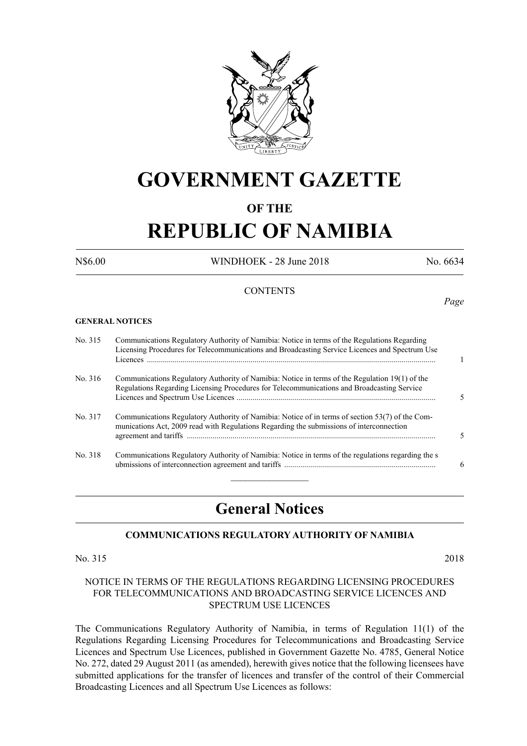# GOVERNMENT GAZETTE

## OF THE

# REPUBLIC OF NAMIBIA

N$6.00 WINDHOEK - 28 June 2018 No. 6634

CONTENTS

*Page*

**GENERAL NOTICES**

| | | |
|---|---|---|
| No. 315 | Communications Regulatory Authority of Namibia: Notice in terms of the Regulations Regarding Licensing Procedures for Telecommunications and Broadcasting Service Licences and Spectrum Use Licences | 1 |
| No. 316 | Communications Regulatory Authority of Namibia: Notice in terms of the Regulation 19(1) of the Regulations Regarding Licensing Procedures for Telecommunications and Broadcasting Service Licences and Spectrum Use Licences | 5 |
| No. 317 | Communications Regulatory Authority of Namibia: Notice of in terms of section 53(7) of the Communications Act, 2009 read with Regulations Regarding the submissions of interconnection agreement and tariffs | 5 |
| No. 318 | Communications Regulatory Authority of Namibia: Notice in terms of the regulations regarding the s ubmissions of interconnection agreement and tariffs | 6 |

## General Notices

### COMMUNICATIONS REGULATORY AUTHORITY OF NAMIBIA

No. 315 2018

NOTICE IN TERMS OF THE REGULATIONS REGARDING LICENSING PROCEDURES FOR TELECOMMUNICATIONS AND BROADCASTING SERVICE LICENCES AND SPECTRUM USE LICENCES

The Communications Regulatory Authority of Namibia, in terms of Regulation 11(1) of the Regulations Regarding Licensing Procedures for Telecommunications and Broadcasting Service Licences and Spectrum Use Licences, published in Government Gazette No. 4785, General Notice No. 272, dated 29 August 2011 (as amended), herewith gives notice that the following licensees have submitted applications for the transfer of licences and transfer of the control of their Commercial Broadcasting Licences and all Spectrum Use Licences as follows: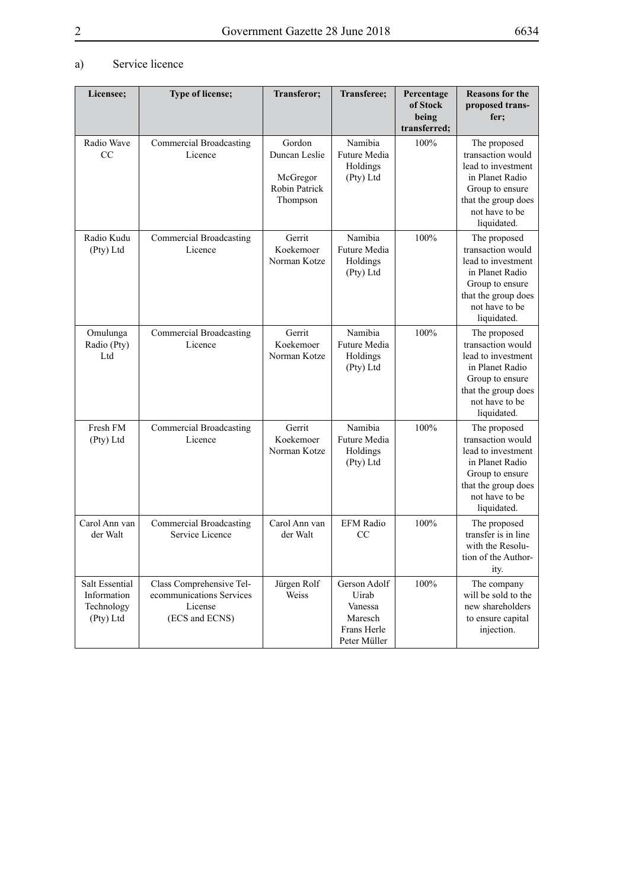a) Service licence

| Licensee; | Type of license; | Transferor; | Transferee; | Percentage of Stock being transferred; | Reasons for the proposed transfer; |
|---|---|---|---|---|---|
| Radio Wave CC | Commercial Broadcasting Licence | Gordon Duncan Leslie McGregor Robin Patrick Thompson | Namibia Future Media Holdings (Pty) Ltd | 100% | The proposed transaction would lead to investment in Planet Radio Group to ensure that the group does not have to be liquidated. |
| Radio Kudu (Pty) Ltd | Commercial Broadcasting Licence | Gerrit Koekemoer Norman Kotze | Namibia Future Media Holdings (Pty) Ltd | 100% | The proposed transaction would lead to investment in Planet Radio Group to ensure that the group does not have to be liquidated. |
| Omulunga Radio (Pty) Ltd | Commercial Broadcasting Licence | Gerrit Koekemoer Norman Kotze | Namibia Future Media Holdings (Pty) Ltd | 100% | The proposed transaction would lead to investment in Planet Radio Group to ensure that the group does not have to be liquidated. |
| Fresh FM (Pty) Ltd | Commercial Broadcasting Licence | Gerrit Koekemoer Norman Kotze | Namibia Future Media Holdings (Pty) Ltd | 100% | The proposed transaction would lead to investment in Planet Radio Group to ensure that the group does not have to be liquidated. |
| Carol Ann van der Walt | Commercial Broadcasting Service Licence | Carol Ann van der Walt | EFM Radio CC | 100% | The proposed transfer is in line with the Resolution of the Authority. |
| Salt Essential Information Technology (Pty) Ltd | Class Comprehensive Telecommunications Services License (ECS and ECNS) | Jürgen Rolf Weiss | Gerson Adolf Uirab Vanessa Maresch Frans Herle Peter Müller | 100% | The company will be sold to the new shareholders to ensure capital injection. |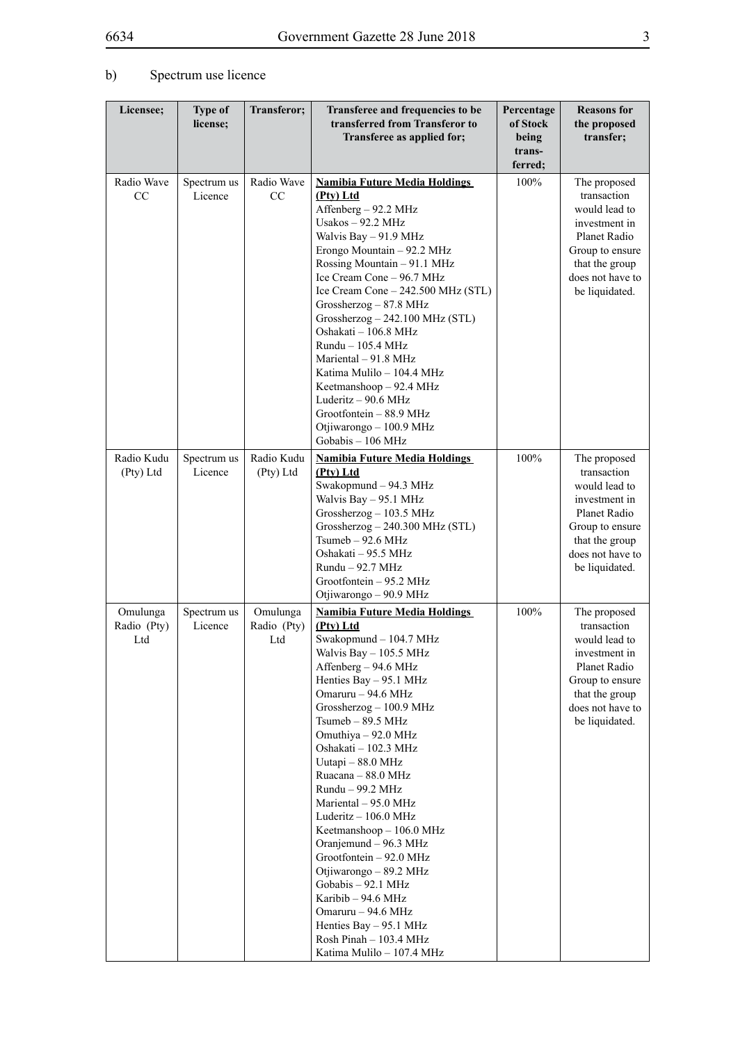b) Spectrum use licence

| Licensee; | Type of license; | Transferor; | Transferee and frequencies to be transferred from Transferor to Transferee as applied for; | Percentage of Stock being trans-ferred; | Reasons for the proposed transfer; |
|---|---|---|---|---|---|
| Radio Wave CC | Spectrum us Licence | Radio Wave CC | **Namibia Future Media Holdings (Pty) Ltd**<br>Affenberg – 92.2 MHz<br>Usakos – 92.2 MHz<br>Walvis Bay – 91.9 MHz<br>Erongo Mountain – 92.2 MHz<br>Rossing Mountain – 91.1 MHz<br>Ice Cream Cone – 96.7 MHz<br>Ice Cream Cone – 242.500 MHz (STL)<br>Grossherzog – 87.8 MHz<br>Grossherzog – 242.100 MHz (STL)<br>Oshakati – 106.8 MHz<br>Rundu – 105.4 MHz<br>Mariental – 91.8 MHz<br>Katima Mulilo – 104.4 MHz<br>Keetmanshoop – 92.4 MHz<br>Luderitz – 90.6 MHz<br>Grootfontein – 88.9 MHz<br>Otjiwarongo – 100.9 MHz<br>Gobabis – 106 MHz | 100% | The proposed transaction would lead to investment in Planet Radio Group to ensure that the group does not have to be liquidated. |
| Radio Kudu (Pty) Ltd | Spectrum us Licence | Radio Kudu (Pty) Ltd | **Namibia Future Media Holdings (Pty) Ltd**<br>Swakopmund – 94.3 MHz<br>Walvis Bay – 95.1 MHz<br>Grossherzog – 103.5 MHz<br>Grossherzog – 240.300 MHz (STL)<br>Tsumeb – 92.6 MHz<br>Oshakati – 95.5 MHz<br>Rundu – 92.7 MHz<br>Grootfontein – 95.2 MHz<br>Otjiwarongo – 90.9 MHz | 100% | The proposed transaction would lead to investment in Planet Radio Group to ensure that the group does not have to be liquidated. |
| Omulunga Radio (Pty) Ltd | Spectrum us Licence | Omulunga Radio (Pty) Ltd | **Namibia Future Media Holdings (Pty) Ltd**<br>Swakopmund – 104.7 MHz<br>Walvis Bay – 105.5 MHz<br>Affenberg – 94.6 MHz<br>Henties Bay – 95.1 MHz<br>Omaruru – 94.6 MHz<br>Grossherzog – 100.9 MHz<br>Tsumeb – 89.5 MHz<br>Omuthiya – 92.0 MHz<br>Oshakati – 102.3 MHz<br>Uutapi – 88.0 MHz<br>Ruacana – 88.0 MHz<br>Rundu – 99.2 MHz<br>Mariental – 95.0 MHz<br>Luderitz – 106.0 MHz<br>Keetmanshoop – 106.0 MHz<br>Oranjemund – 96.3 MHz<br>Grootfontein – 92.0 MHz<br>Otjiwarongo – 89.2 MHz<br>Gobabis – 92.1 MHz<br>Karibib – 94.6 MHz<br>Omaruru – 94.6 MHz<br>Henties Bay – 95.1 MHz<br>Rosh Pinah – 103.4 MHz<br>Katima Mulilo – 107.4 MHz | 100% | The proposed transaction would lead to investment in Planet Radio Group to ensure that the group does not have to be liquidated. |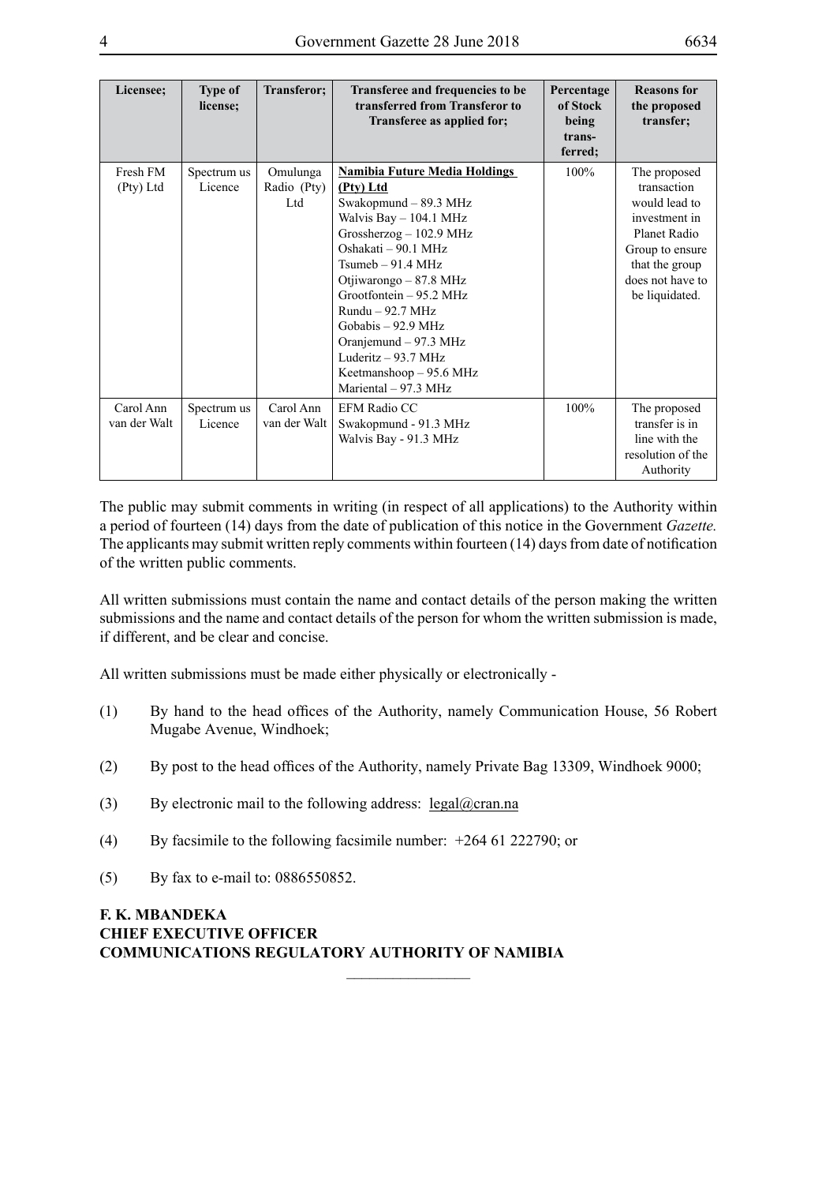| Licensee; | Type of license; | Transferor; | Transferee and frequencies to be transferred from Transferor to Transferee as applied for; | Percentage of Stock being trans-ferred; | Reasons for the proposed transfer; |
|---|---|---|---|---|---|
| Fresh FM (Pty) Ltd | Spectrum us Licence | Omulunga Radio (Pty) Ltd | **Namibia Future Media Holdings (Pty) Ltd**<br>Swakopmund – 89.3 MHz<br>Walvis Bay – 104.1 MHz<br>Grossherzog – 102.9 MHz<br>Oshakati – 90.1 MHz<br>Tsumeb – 91.4 MHz<br>Otjiwarongo – 87.8 MHz<br>Grootfontein – 95.2 MHz<br>Rundu – 92.7 MHz<br>Gobabis – 92.9 MHz<br>Oranjemund – 97.3 MHz<br>Luderitz – 93.7 MHz<br>Keetmanshoop – 95.6 MHz<br>Mariental – 97.3 MHz | 100% | The proposed transaction would lead to investment in Planet Radio Group to ensure that the group does not have to be liquidated. |
| Carol Ann van der Walt | Spectrum us Licence | Carol Ann van der Walt | EFM Radio CC<br>Swakopmund - 91.3 MHz<br>Walvis Bay - 91.3 MHz | 100% | The proposed transfer is in line with the resolution of the Authority |

The public may submit comments in writing (in respect of all applications) to the Authority within a period of fourteen (14) days from the date of publication of this notice in the Government *Gazette.* The applicants may submit written reply comments within fourteen (14) days from date of notification of the written public comments.

All written submissions must contain the name and contact details of the person making the written submissions and the name and contact details of the person for whom the written submission is made, if different, and be clear and concise.

All written submissions must be made either physically or electronically -

(1) By hand to the head offices of the Authority, namely Communication House, 56 Robert Mugabe Avenue, Windhoek;

(2) By post to the head offices of the Authority, namely Private Bag 13309, Windhoek 9000;

(3) By electronic mail to the following address: legal@cran.na

(4) By facsimile to the following facsimile number: +264 61 222790; or

(5) By fax to e-mail to: 0886550852.

**F. K. MBANDEKA**
**CHIEF EXECUTIVE OFFICER**
**COMMUNICATIONS REGULATORY AUTHORITY OF NAMIBIA**

________________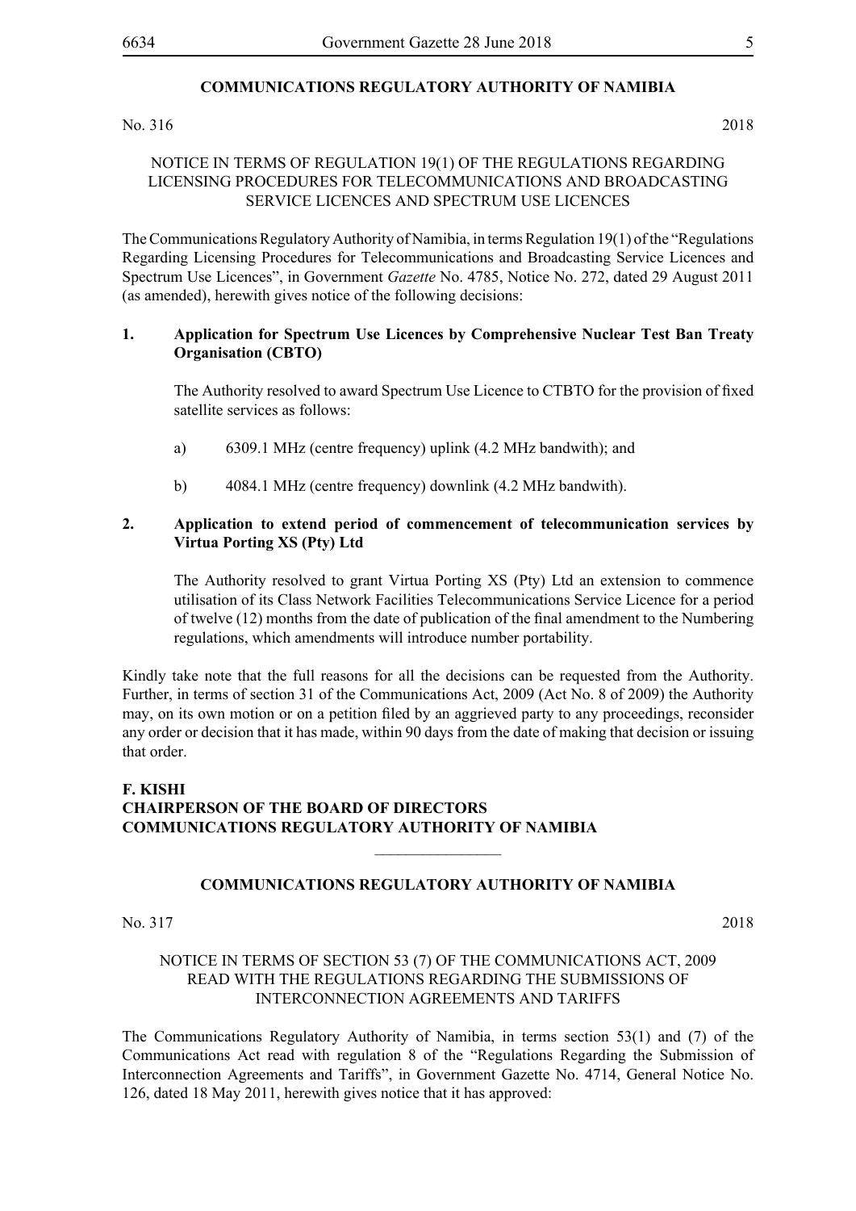## COMMUNICATIONS REGULATORY AUTHORITY OF NAMIBIA

No. 316 2018

NOTICE IN TERMS OF REGULATION 19(1) OF THE REGULATIONS REGARDING LICENSING PROCEDURES FOR TELECOMMUNICATIONS AND BROADCASTING SERVICE LICENCES AND SPECTRUM USE LICENCES

The Communications Regulatory Authority of Namibia, in terms Regulation 19(1) of the "Regulations Regarding Licensing Procedures for Telecommunications and Broadcasting Service Licences and Spectrum Use Licences", in Government *Gazette* No. 4785, Notice No. 272, dated 29 August 2011 (as amended), herewith gives notice of the following decisions:

**1. Application for Spectrum Use Licences by Comprehensive Nuclear Test Ban Treaty Organisation (CBTO)**

The Authority resolved to award Spectrum Use Licence to CTBTO for the provision of fixed satellite services as follows:

a) 6309.1 MHz (centre frequency) uplink (4.2 MHz bandwith); and

b) 4084.1 MHz (centre frequency) downlink (4.2 MHz bandwith).

**2. Application to extend period of commencement of telecommunication services by Virtua Porting XS (Pty) Ltd**

The Authority resolved to grant Virtua Porting XS (Pty) Ltd an extension to commence utilisation of its Class Network Facilities Telecommunications Service Licence for a period of twelve (12) months from the date of publication of the final amendment to the Numbering regulations, which amendments will introduce number portability.

Kindly take note that the full reasons for all the decisions can be requested from the Authority. Further, in terms of section 31 of the Communications Act, 2009 (Act No. 8 of 2009) the Authority may, on its own motion or on a petition filed by an aggrieved party to any proceedings, reconsider any order or decision that it has made, within 90 days from the date of making that decision or issuing that order.

**F. KISHI**
**CHAIRPERSON OF THE BOARD OF DIRECTORS**
**COMMUNICATIONS REGULATORY AUTHORITY OF NAMIBIA**

---

## COMMUNICATIONS REGULATORY AUTHORITY OF NAMIBIA

No. 317 2018

NOTICE IN TERMS OF SECTION 53 (7) OF THE COMMUNICATIONS ACT, 2009 READ WITH THE REGULATIONS REGARDING THE SUBMISSIONS OF INTERCONNECTION AGREEMENTS AND TARIFFS

The Communications Regulatory Authority of Namibia, in terms section 53(1) and (7) of the Communications Act read with regulation 8 of the "Regulations Regarding the Submission of Interconnection Agreements and Tariffs", in Government Gazette No. 4714, General Notice No. 126, dated 18 May 2011, herewith gives notice that it has approved: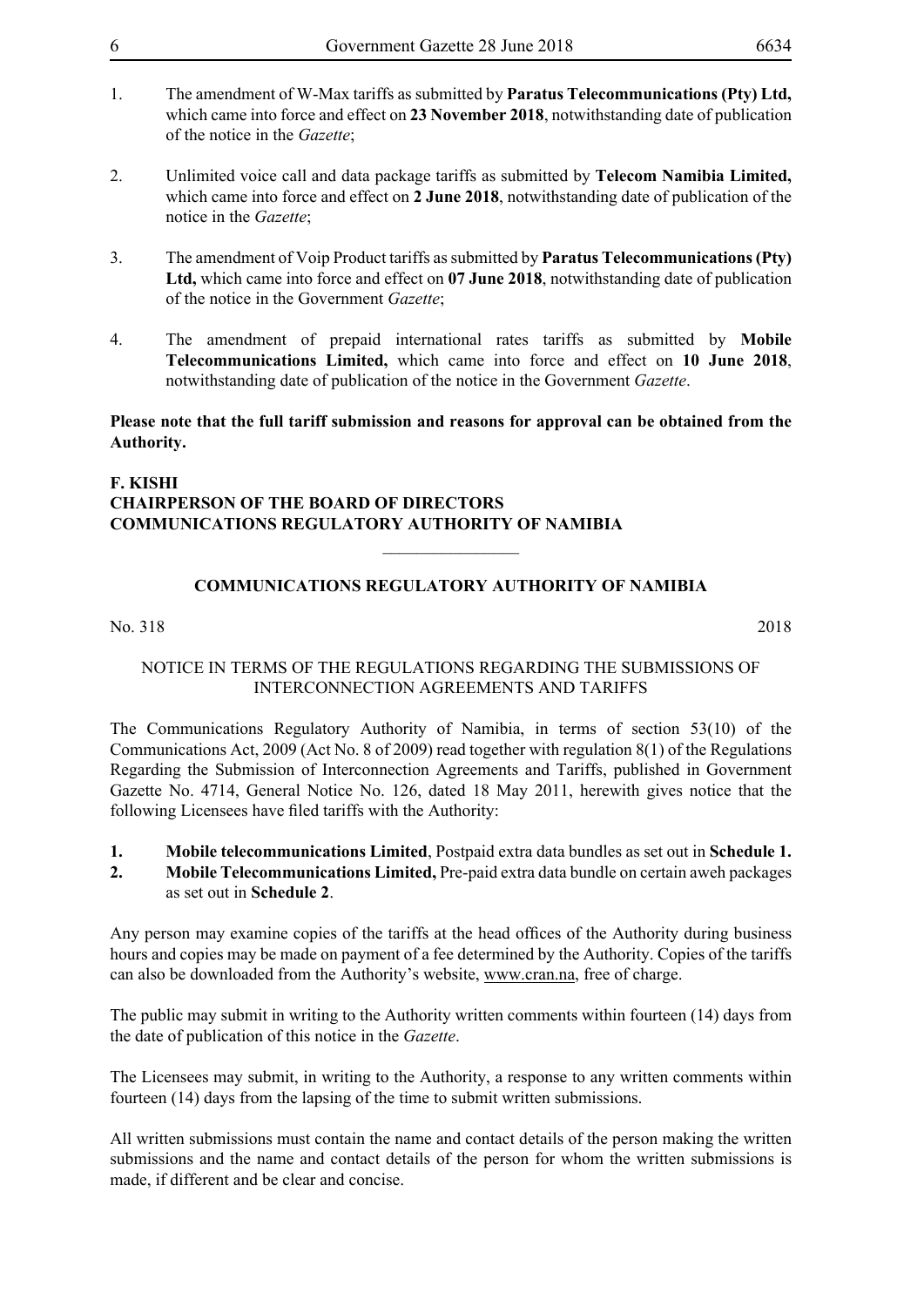1. The amendment of W-Max tariffs as submitted by **Paratus Telecommunications (Pty) Ltd,** which came into force and effect on **23 November 2018**, notwithstanding date of publication of the notice in the *Gazette*;

2. Unlimited voice call and data package tariffs as submitted by **Telecom Namibia Limited,** which came into force and effect on **2 June 2018**, notwithstanding date of publication of the notice in the *Gazette*;

3. The amendment of Voip Product tariffs as submitted by **Paratus Telecommunications (Pty) Ltd,** which came into force and effect on **07 June 2018**, notwithstanding date of publication of the notice in the Government *Gazette*;

4. The amendment of prepaid international rates tariffs as submitted by **Mobile Telecommunications Limited,** which came into force and effect on **10 June 2018**, notwithstanding date of publication of the notice in the Government *Gazette*.

**Please note that the full tariff submission and reasons for approval can be obtained from the Authority.**

**F. KISHI**
**CHAIRPERSON OF THE BOARD OF DIRECTORS**
**COMMUNICATIONS REGULATORY AUTHORITY OF NAMIBIA**

________________

## COMMUNICATIONS REGULATORY AUTHORITY OF NAMIBIA

No. 318 2018

### NOTICE IN TERMS OF THE REGULATIONS REGARDING THE SUBMISSIONS OF INTERCONNECTION AGREEMENTS AND TARIFFS

The Communications Regulatory Authority of Namibia, in terms of section 53(10) of the Communications Act, 2009 (Act No. 8 of 2009) read together with regulation 8(1) of the Regulations Regarding the Submission of Interconnection Agreements and Tariffs, published in Government Gazette No. 4714, General Notice No. 126, dated 18 May 2011, herewith gives notice that the following Licensees have filed tariffs with the Authority:

1. **Mobile telecommunications Limited**, Postpaid extra data bundles as set out in **Schedule 1.**
2. **Mobile Telecommunications Limited,** Pre-paid extra data bundle on certain aweh packages as set out in **Schedule 2**.

Any person may examine copies of the tariffs at the head offices of the Authority during business hours and copies may be made on payment of a fee determined by the Authority. Copies of the tariffs can also be downloaded from the Authority's website, www.cran.na, free of charge.

The public may submit in writing to the Authority written comments within fourteen (14) days from the date of publication of this notice in the *Gazette*.

The Licensees may submit, in writing to the Authority, a response to any written comments within fourteen (14) days from the lapsing of the time to submit written submissions.

All written submissions must contain the name and contact details of the person making the written submissions and the name and contact details of the person for whom the written submissions is made, if different and be clear and concise.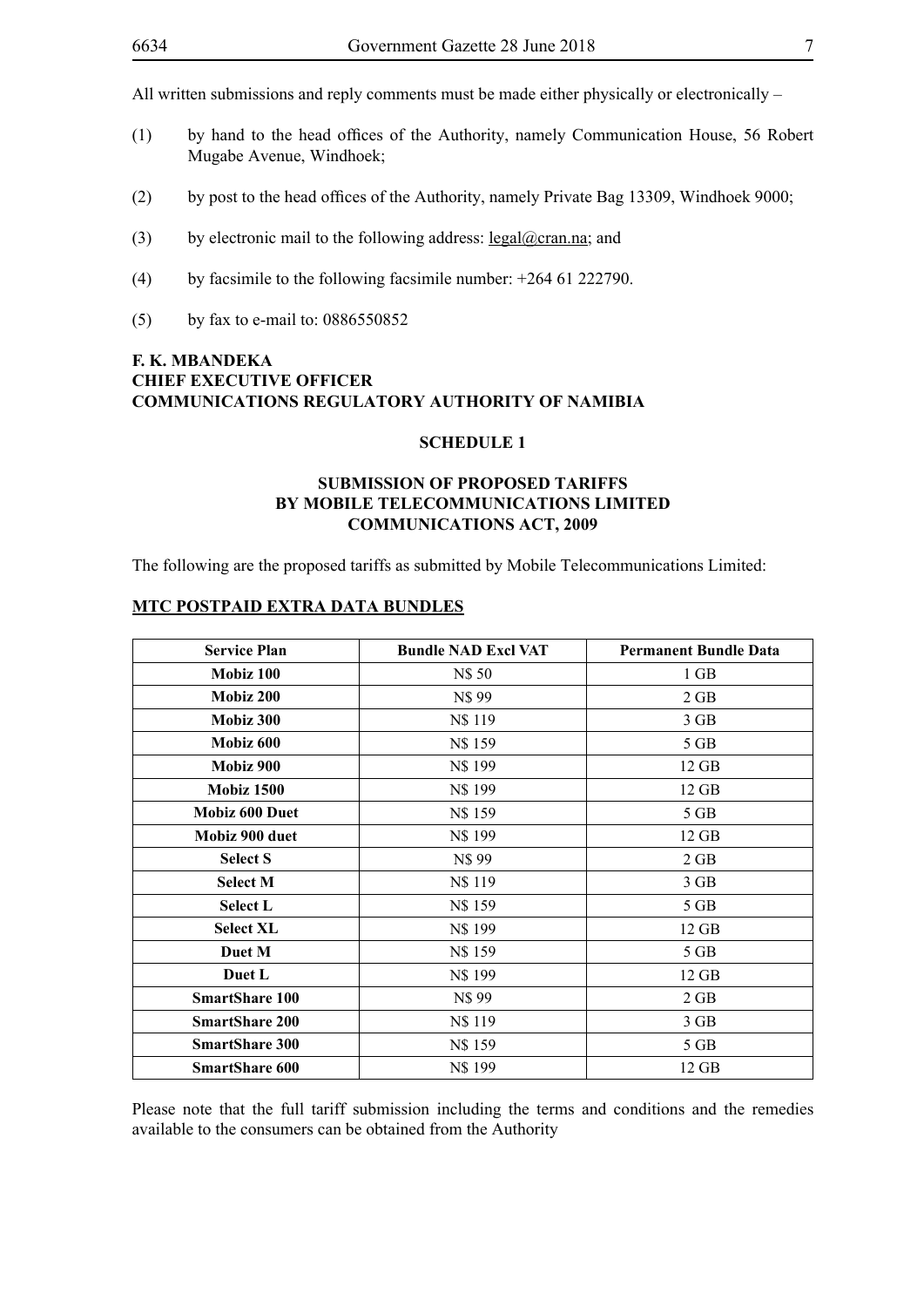All written submissions and reply comments must be made either physically or electronically –

(1) by hand to the head offices of the Authority, namely Communication House, 56 Robert Mugabe Avenue, Windhoek;

(2) by post to the head offices of the Authority, namely Private Bag 13309, Windhoek 9000;

(3) by electronic mail to the following address: legal@cran.na; and

(4) by facsimile to the following facsimile number: +264 61 222790.

(5) by fax to e-mail to: 0886550852

**F. K. MBANDEKA**
**CHIEF EXECUTIVE OFFICER**
**COMMUNICATIONS REGULATORY AUTHORITY OF NAMIBIA**

## SCHEDULE 1

## SUBMISSION OF PROPOSED TARIFFS BY MOBILE TELECOMMUNICATIONS LIMITED COMMUNICATIONS ACT, 2009

The following are the proposed tariffs as submitted by Mobile Telecommunications Limited:

**MTC POSTPAID EXTRA DATA BUNDLES**

| Service Plan | Bundle NAD Excl VAT | Permanent Bundle Data |
|---|---|---|
| **Mobiz 100** | N$ 50 | 1 GB |
| **Mobiz 200** | N$ 99 | 2 GB |
| **Mobiz 300** | N$ 119 | 3 GB |
| **Mobiz 600** | N$ 159 | 5 GB |
| **Mobiz 900** | N$ 199 | 12 GB |
| **Mobiz 1500** | N$ 199 | 12 GB |
| **Mobiz 600 Duet** | N$ 159 | 5 GB |
| **Mobiz 900 duet** | N$ 199 | 12 GB |
| **Select S** | N$ 99 | 2 GB |
| **Select M** | N$ 119 | 3 GB |
| **Select L** | N$ 159 | 5 GB |
| **Select XL** | N$ 199 | 12 GB |
| **Duet M** | N$ 159 | 5 GB |
| **Duet L** | N$ 199 | 12 GB |
| **SmartShare 100** | N$ 99 | 2 GB |
| **SmartShare 200** | N$ 119 | 3 GB |
| **SmartShare 300** | N$ 159 | 5 GB |
| **SmartShare 600** | N$ 199 | 12 GB |

Please note that the full tariff submission including the terms and conditions and the remedies available to the consumers can be obtained from the Authority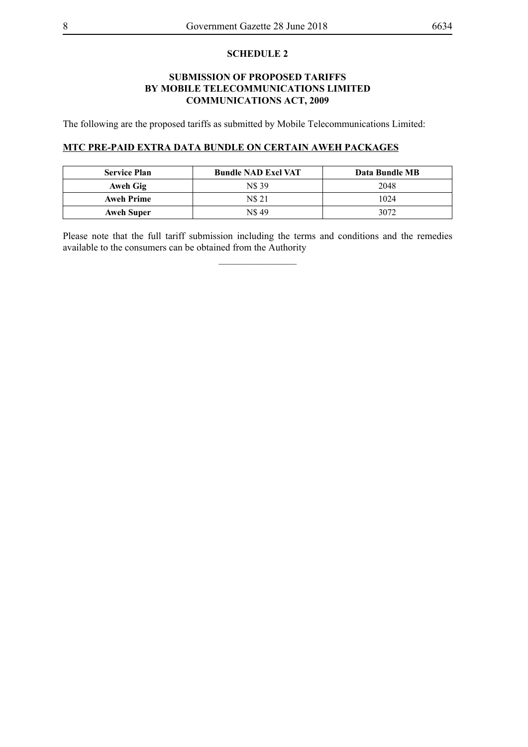## SCHEDULE 2

### SUBMISSION OF PROPOSED TARIFFS BY MOBILE TELECOMMUNICATIONS LIMITED COMMUNICATIONS ACT, 2009

The following are the proposed tariffs as submitted by Mobile Telecommunications Limited:

**MTC PRE-PAID EXTRA DATA BUNDLE ON CERTAIN AWEH PACKAGES**

| Service Plan | Bundle NAD Excl VAT | Data Bundle MB |
|---|---|---|
| **Aweh Gig** | N$ 39 | 2048 |
| **Aweh Prime** | N$ 21 | 1024 |
| **Aweh Super** | N$ 49 | 3072 |

Please note that the full tariff submission including the terms and conditions and the remedies available to the consumers can be obtained from the Authority

________________